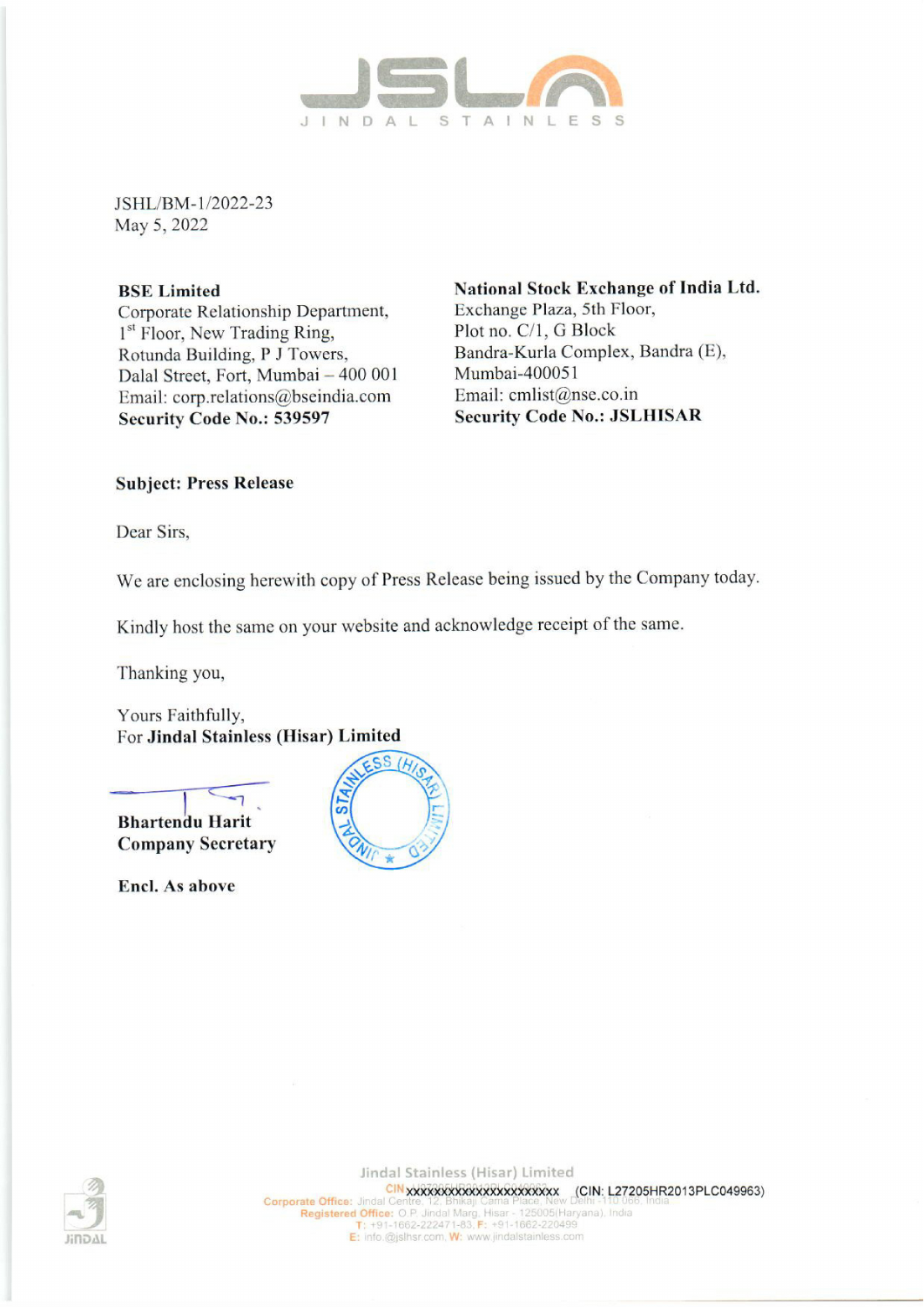JSHL/BM-1/2022-23
May 5, 2022

**BSE Limited**
Corporate Relationship Department,
1st Floor, New Trading Ring,
Rotunda Building, P J Towers,
Dalal Street, Fort, Mumbai – 400 001
Email: corp.relations@bseindia.com
**Security Code No.: 539597**

**National Stock Exchange of India Ltd.**
Exchange Plaza, 5th Floor,
Plot no. C/1, G Block
Bandra-Kurla Complex, Bandra (E),
Mumbai-400051
Email: cmlist@nse.co.in
**Security Code No.: JSLHISAR**

**Subject: Press Release**

Dear Sirs,

We are enclosing herewith copy of Press Release being issued by the Company today.

Kindly host the same on your website and acknowledge receipt of the same.

Thanking you,

Yours Faithfully,
For **Jindal Stainless (Hisar) Limited**

**Bhartendu Harit**
**Company Secretary**

**Encl. As above**

Jindal Stainless (Hisar) Limited
CIN xxxxxxxxxxxxxxxxxxxxx (CIN: L27205HR2013PLC049963)
Corporate Office: Jindal Centre, 12, Bhikaji Cama Place, New Delhi -110 066, India
Registered Office: O.P. Jindal Marg, Hisar - 125005(Haryana), India
T: +91-1662-222471-83, F: +91-1662-220499
E: info@jslhsr.com, W: www.jindalstainless.com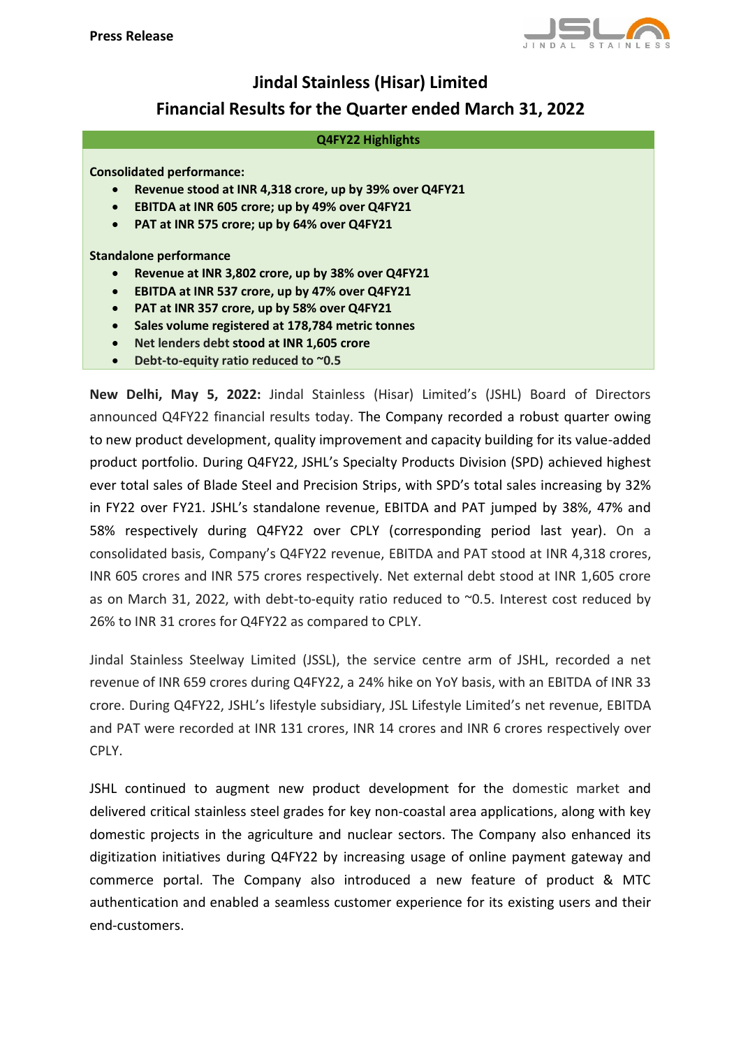**Press Release**

# Jindal Stainless (Hisar) Limited
## Financial Results for the Quarter ended March 31, 2022

**Q4FY22 Highlights**

**Consolidated performance:**

- **Revenue stood at INR 4,318 crore, up by 39% over Q4FY21**
- **EBITDA at INR 605 crore; up by 49% over Q4FY21**
- **PAT at INR 575 crore; up by 64% over Q4FY21**

**Standalone performance**

- **Revenue at INR 3,802 crore, up by 38% over Q4FY21**
- **EBITDA at INR 537 crore, up by 47% over Q4FY21**
- **PAT at INR 357 crore, up by 58% over Q4FY21**
- **Sales volume registered at 178,784 metric tonnes**
- **Net lenders debt stood at INR 1,605 crore**
- **Debt-to-equity ratio reduced to ~0.5**

**New Delhi, May 5, 2022:** Jindal Stainless (Hisar) Limited's (JSHL) Board of Directors announced Q4FY22 financial results today. The Company recorded a robust quarter owing to new product development, quality improvement and capacity building for its value-added product portfolio. During Q4FY22, JSHL's Specialty Products Division (SPD) achieved highest ever total sales of Blade Steel and Precision Strips, with SPD's total sales increasing by 32% in FY22 over FY21. JSHL's standalone revenue, EBITDA and PAT jumped by 38%, 47% and 58% respectively during Q4FY22 over CPLY (corresponding period last year). On a consolidated basis, Company's Q4FY22 revenue, EBITDA and PAT stood at INR 4,318 crores, INR 605 crores and INR 575 crores respectively. Net external debt stood at INR 1,605 crore as on March 31, 2022, with debt-to-equity ratio reduced to ~0.5. Interest cost reduced by 26% to INR 31 crores for Q4FY22 as compared to CPLY.

Jindal Stainless Steelway Limited (JSSL), the service centre arm of JSHL, recorded a net revenue of INR 659 crores during Q4FY22, a 24% hike on YoY basis, with an EBITDA of INR 33 crore. During Q4FY22, JSHL's lifestyle subsidiary, JSL Lifestyle Limited's net revenue, EBITDA and PAT were recorded at INR 131 crores, INR 14 crores and INR 6 crores respectively over CPLY.

JSHL continued to augment new product development for the domestic market and delivered critical stainless steel grades for key non-coastal area applications, along with key domestic projects in the agriculture and nuclear sectors. The Company also enhanced its digitization initiatives during Q4FY22 by increasing usage of online payment gateway and commerce portal. The Company also introduced a new feature of product & MTC authentication and enabled a seamless customer experience for its existing users and their end-customers.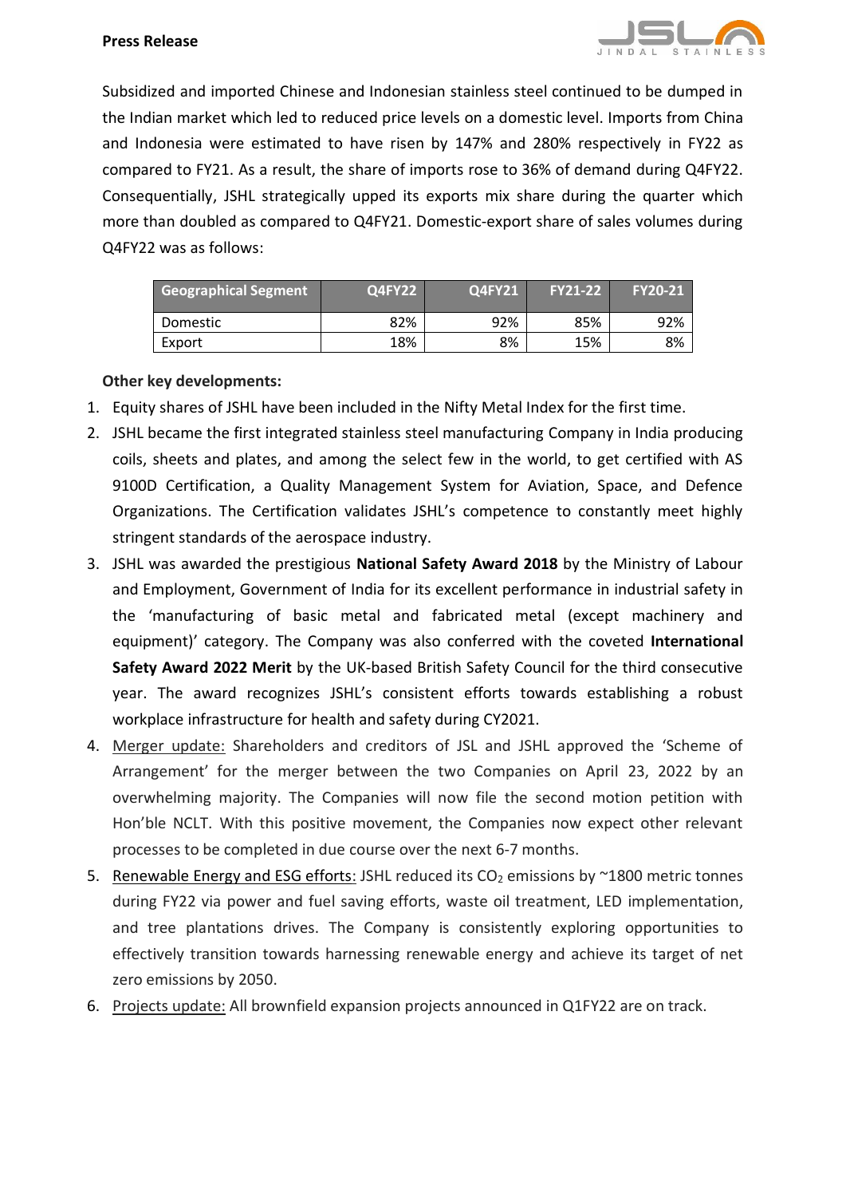Subsidized and imported Chinese and Indonesian stainless steel continued to be dumped in the Indian market which led to reduced price levels on a domestic level. Imports from China and Indonesia were estimated to have risen by 147% and 280% respectively in FY22 as compared to FY21. As a result, the share of imports rose to 36% of demand during Q4FY22. Consequentially, JSHL strategically upped its exports mix share during the quarter which more than doubled as compared to Q4FY21. Domestic-export share of sales volumes during Q4FY22 was as follows:

| Geographical Segment | Q4FY22 | Q4FY21 | FY21-22 | FY20-21 |
|---|---|---|---|---|
| Domestic | 82% | 92% | 85% | 92% |
| Export | 18% | 8% | 15% | 8% |

**Other key developments:**

1. Equity shares of JSHL have been included in the Nifty Metal Index for the first time.
2. JSHL became the first integrated stainless steel manufacturing Company in India producing coils, sheets and plates, and among the select few in the world, to get certified with AS 9100D Certification, a Quality Management System for Aviation, Space, and Defence Organizations. The Certification validates JSHL's competence to constantly meet highly stringent standards of the aerospace industry.
3. JSHL was awarded the prestigious **National Safety Award 2018** by the Ministry of Labour and Employment, Government of India for its excellent performance in industrial safety in the 'manufacturing of basic metal and fabricated metal (except machinery and equipment)' category. The Company was also conferred with the coveted **International Safety Award 2022 Merit** by the UK-based British Safety Council for the third consecutive year. The award recognizes JSHL's consistent efforts towards establishing a robust workplace infrastructure for health and safety during CY2021.
4. Merger update: Shareholders and creditors of JSL and JSHL approved the 'Scheme of Arrangement' for the merger between the two Companies on April 23, 2022 by an overwhelming majority. The Companies will now file the second motion petition with Hon'ble NCLT. With this positive movement, the Companies now expect other relevant processes to be completed in due course over the next 6-7 months.
5. Renewable Energy and ESG efforts: JSHL reduced its $CO_2$ emissions by ~1800 metric tonnes during FY22 via power and fuel saving efforts, waste oil treatment, LED implementation, and tree plantations drives. The Company is consistently exploring opportunities to effectively transition towards harnessing renewable energy and achieve its target of net zero emissions by 2050.
6. Projects update: All brownfield expansion projects announced in Q1FY22 are on track.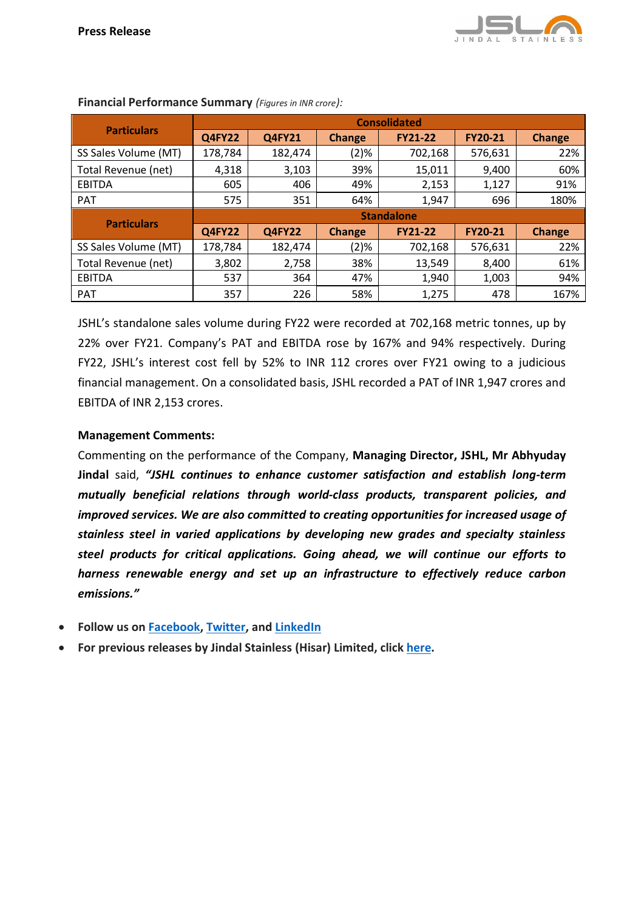**Press Release**

**Financial Performance Summary** *(Figures in INR crore)*:

| Particulars | Consolidated | | | | | |
|---|---|---|---|---|---|---|
| | **Q4FY22** | **Q4FY21** | **Change** | **FY21-22** | **FY20-21** | **Change** |
| SS Sales Volume (MT) | 178,784 | 182,474 | (2)% | 702,168 | 576,631 | 22% |
| Total Revenue (net) | 4,318 | 3,103 | 39% | 15,011 | 9,400 | 60% |
| EBITDA | 605 | 406 | 49% | 2,153 | 1,127 | 91% |
| PAT | 575 | 351 | 64% | 1,947 | 696 | 180% |
| **Particulars** | **Standalone** | | | | | |
| | **Q4FY22** | **Q4FY22** | **Change** | **FY21-22** | **FY20-21** | **Change** |
| SS Sales Volume (MT) | 178,784 | 182,474 | (2)% | 702,168 | 576,631 | 22% |
| Total Revenue (net) | 3,802 | 2,758 | 38% | 13,549 | 8,400 | 61% |
| EBITDA | 537 | 364 | 47% | 1,940 | 1,003 | 94% |
| PAT | 357 | 226 | 58% | 1,275 | 478 | 167% |

JSHL's standalone sales volume during FY22 were recorded at 702,168 metric tonnes, up by 22% over FY21. Company's PAT and EBITDA rose by 167% and 94% respectively. During FY22, JSHL's interest cost fell by 52% to INR 112 crores over FY21 owing to a judicious financial management. On a consolidated basis, JSHL recorded a PAT of INR 1,947 crores and EBITDA of INR 2,153 crores.

**Management Comments:**

Commenting on the performance of the Company, **Managing Director, JSHL, Mr Abhyuday Jindal** said, ***"JSHL continues to enhance customer satisfaction and establish long-term mutually beneficial relations through world-class products, transparent policies, and improved services. We are also committed to creating opportunities for increased usage of stainless steel in varied applications by developing new grades and specialty stainless steel products for critical applications. Going ahead, we will continue our efforts to harness renewable energy and set up an infrastructure to effectively reduce carbon emissions."***

- **Follow us on Facebook, Twitter, and LinkedIn**
- **For previous releases by Jindal Stainless (Hisar) Limited, click here.**